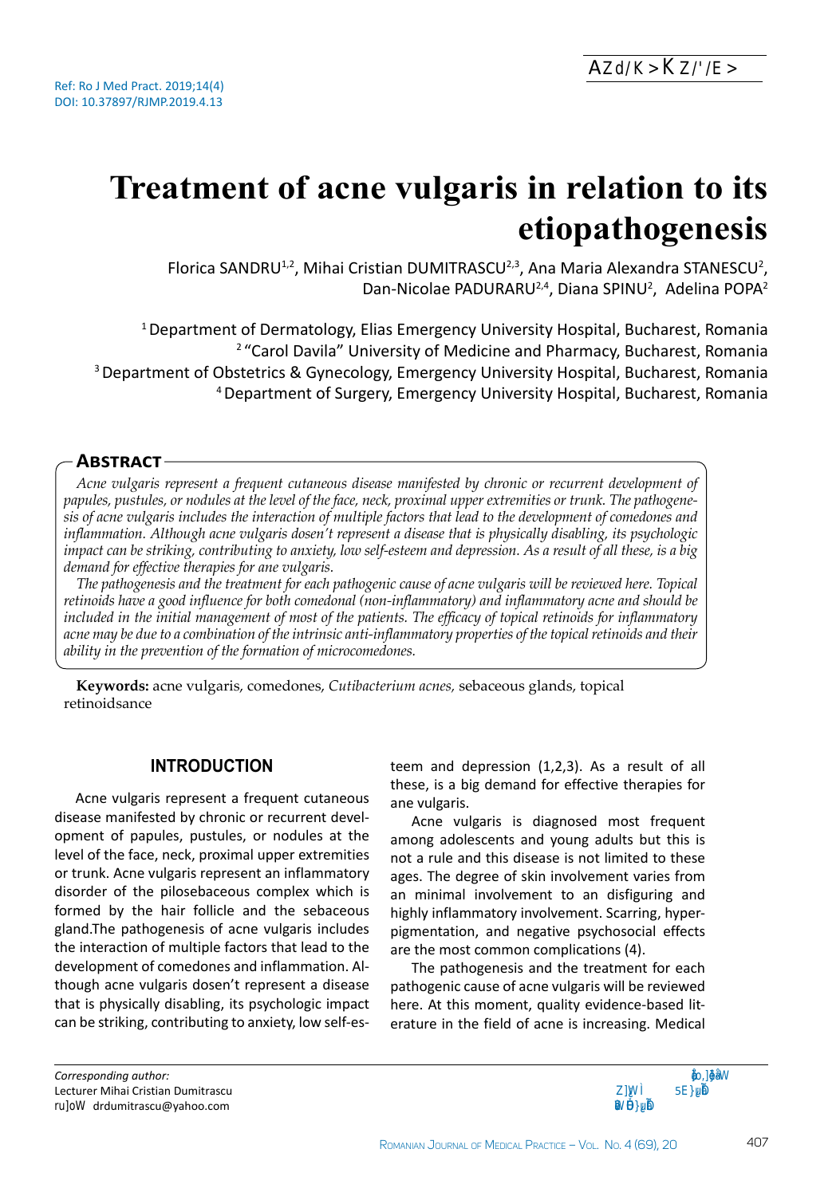Ref: Ro J Med Pract. 2019;14(4)
DOI: 10.37897/RJMP.2019.4.13

# Treatment of acne vulgaris in relation to its etiopathogenesis

Florica SANDRU[1,2], Mihai Cristian DUMITRASCU[2,3], Ana Maria Alexandra STANESCU[2], Dan-Nicolae PADURARU[2,4], Diana SPINU[2], Adelina POPA[2]

[1] Department of Dermatology, Elias Emergency University Hospital, Bucharest, Romania
[2] "Carol Davila" University of Medicine and Pharmacy, Bucharest, Romania
[3] Department of Obstetrics & Gynecology, Emergency University Hospital, Bucharest, Romania
[4] Department of Surgery, Emergency University Hospital, Bucharest, Romania

## Abstract

*Acne vulgaris represent a frequent cutaneous disease manifested by chronic or recurrent development of papules, pustules, or nodules at the level of the face, neck, proximal upper extremities or trunk. The pathogenesis of acne vulgaris includes the interaction of multiple factors that lead to the development of comedones and inflammation. Although acne vulgaris dosen't represent a disease that is physically disabling, its psychologic impact can be striking, contributing to anxiety, low self-esteem and depression. As a result of all these, is a big demand for effective therapies for ane vulgaris.*

*The pathogenesis and the treatment for each pathogenic cause of acne vulgaris will be reviewed here. Topical retinoids have a good influence for both comedonal (non-inflammatory) and inflammatory acne and should be included in the initial management of most of the patients. The efficacy of topical retinoids for inflammatory acne may be due to a combination of the intrinsic anti-inflammatory properties of the topical retinoids and their ability in the prevention of the formation of microcomedones.*

**Keywords:** acne vulgaris, comedones, *Cutibacterium acnes,* sebaceous glands, topical retinoidsance

## INTRODUCTION

Acne vulgaris represent a frequent cutaneous disease manifested by chronic or recurrent development of papules, pustules, or nodules at the level of the face, neck, proximal upper extremities or trunk. Acne vulgaris represent an inflammatory disorder of the pilosebaceous complex which is formed by the hair follicle and the sebaceous gland.The pathogenesis of acne vulgaris includes the interaction of multiple factors that lead to the development of comedones and inflammation. Although acne vulgaris dosen't represent a disease that is physically disabling, its psychologic impact can be striking, contributing to anxiety, low self-esteem and depression (1,2,3). As a result of all these, is a big demand for effective therapies for ane vulgaris.

Acne vulgaris is diagnosed most frequent among adolescents and young adults but this is not a rule and this disease is not limited to these ages. The degree of skin involvement varies from an minimal involvement to an disfiguring and highly inflammatory involvement. Scarring, hyperpigmentation, and negative psychosocial effects are the most common complications (4).

The pathogenesis and the treatment for each pathogenic cause of acne vulgaris will be reviewed here. At this moment, quality evidence-based literature in the field of acne is increasing. Medical

*Corresponding author:*
Lecturer Mihai Cristian Dumitrascu
drdumitrascu@yahoo.com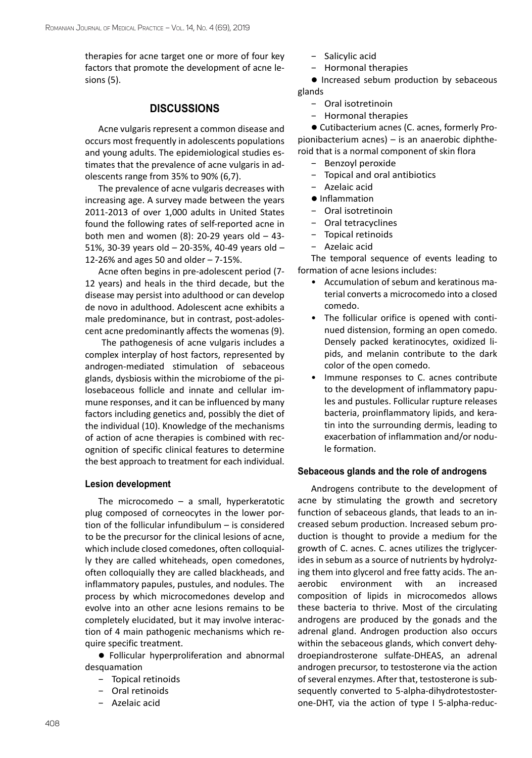therapies for acne target one or more of four key factors that promote the development of acne lesions (5).

## DISCUSSIONS

Acne vulgaris represent a common disease and occurs most frequently in adolescents populations and young adults. The epidemiological studies estimates that the prevalence of acne vulgaris in adolescents range from 35% to 90% (6,7).

The prevalence of acne vulgaris decreases with increasing age. A survey made between the years 2011-2013 of over 1,000 adults in United States found the following rates of self-reported acne in both men and women (8): 20-29 years old – 43-51%, 30-39 years old – 20-35%, 40-49 years old – 12-26% and ages 50 and older – 7-15%.

Acne often begins in pre-adolescent period (7-12 years) and heals in the third decade, but the disease may persist into adulthood or can develop de novo in adulthood. Adolescent acne exhibits a male predominance, but in contrast, post-adolescent acne predominantly affects the womenas (9).

The pathogenesis of acne vulgaris includes a complex interplay of host factors, represented by androgen-mediated stimulation of sebaceous glands, dysbiosis within the microbiome of the pilosebaceous follicle and innate and cellular immune responses, and it can be influenced by many factors including genetics and, possibly the diet of the individual (10). Knowledge of the mechanisms of action of acne therapies is combined with recognition of specific clinical features to determine the best approach to treatment for each individual.

### Lesion development

The microcomedo – a small, hyperkeratotic plug composed of corneocytes in the lower portion of the follicular infundibulum – is considered to be the precursor for the clinical lesions of acne, which include closed comedones, often colloquially they are called whiteheads, open comedones, often colloquially they are called blackheads, and inflammatory papules, pustules, and nodules. The process by which microcomedones develop and evolve into an other acne lesions remains to be completely elucidated, but it may involve interaction of 4 main pathogenic mechanisms which require specific treatment.

- Follicular hyperproliferation and abnormal desquamation
  - Topical retinoids
  - Oral retinoids
  - Azelaic acid
  - Salicylic acid
  - Hormonal therapies
- Increased sebum production by sebaceous glands
  - Oral isotretinoin
  - Hormonal therapies
- Cutibacterium acnes (C. acnes, formerly Propionibacterium acnes) – is an anaerobic diphtheroid that is a normal component of skin flora
  - Benzoyl peroxide
  - Topical and oral antibiotics
  - Azelaic acid
- Inflammation
  - Oral isotretinoin
  - Oral tetracyclines
  - Topical retinoids
  - Azelaic acid

The temporal sequence of events leading to formation of acne lesions includes:

- Accumulation of sebum and keratinous material converts a microcomedo into a closed comedo.
- The follicular orifice is opened with continued distension, forming an open comedo. Densely packed keratinocytes, oxidized lipids, and melanin contribute to the dark color of the open comedo.
- Immune responses to C. acnes contribute to the development of inflammatory papules and pustules. Follicular rupture releases bacteria, proinflammatory lipids, and keratin into the surrounding dermis, leading to exacerbation of inflammation and/or nodule formation.

### Sebaceous glands and the role of androgens

Androgens contribute to the development of acne by stimulating the growth and secretory function of sebaceous glands, that leads to an increased sebum production. Increased sebum production is thought to provide a medium for the growth of C. acnes. C. acnes utilizes the triglycerides in sebum as a source of nutrients by hydrolyzing them into glycerol and free fatty acids. The anaerobic environment with an increased composition of lipids in microcomedos allows these bacteria to thrive. Most of the circulating androgens are produced by the gonads and the adrenal gland. Androgen production also occurs within the sebaceous glands, which convert dehydroepiandrosterone sulfate-DHEAS, an adrenal androgen precursor, to testosterone via the action of several enzymes. After that, testosterone is subsequently converted to 5-alpha-dihydrotestosterone-DHT, via the action of type I 5-alpha-reduc-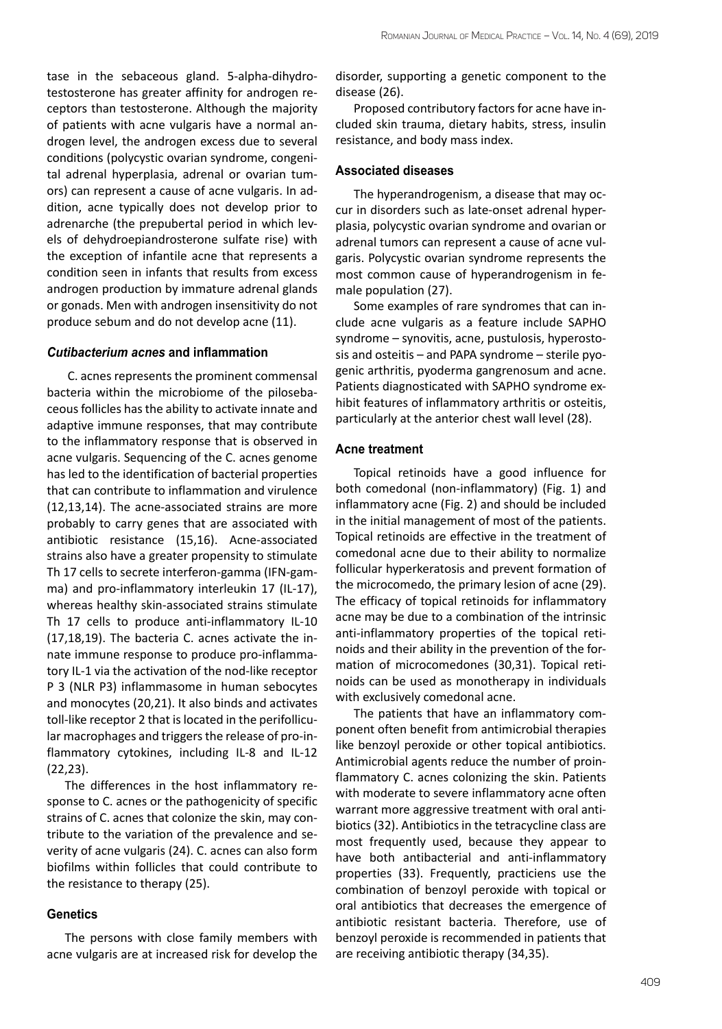tase in the sebaceous gland. 5-alpha-dihydrotestosterone has greater affinity for androgen receptors than testosterone. Although the majority of patients with acne vulgaris have a normal androgen level, the androgen excess due to several conditions (polycystic ovarian syndrome, congenital adrenal hyperplasia, adrenal or ovarian tumors) can represent a cause of acne vulgaris. In addition, acne typically does not develop prior to adrenarche (the prepubertal period in which levels of dehydroepiandrosterone sulfate rise) with the exception of infantile acne that represents a condition seen in infants that results from excess androgen production by immature adrenal glands or gonads. Men with androgen insensitivity do not produce sebum and do not develop acne (11).

### *Cutibacterium acnes* and inflammation

C. acnes represents the prominent commensal bacteria within the microbiome of the pilosebaceous follicles has the ability to activate innate and adaptive immune responses, that may contribute to the inflammatory response that is observed in acne vulgaris. Sequencing of the C. acnes genome has led to the identification of bacterial properties that can contribute to inflammation and virulence (12,13,14). The acne-associated strains are more probably to carry genes that are associated with antibiotic resistance (15,16). Acne-associated strains also have a greater propensity to stimulate Th 17 cells to secrete interferon-gamma (IFN-gamma) and pro-inflammatory interleukin 17 (IL-17), whereas healthy skin-associated strains stimulate Th 17 cells to produce anti-inflammatory IL-10 (17,18,19). The bacteria C. acnes activate the innate immune response to produce pro-inflammatory IL-1 via the activation of the nod-like receptor P 3 (NLR P3) inflammasome in human sebocytes and monocytes (20,21). It also binds and activates toll-like receptor 2 that is located in the perifollicular macrophages and triggers the release of pro-inflammatory cytokines, including IL-8 and IL-12 (22,23).

The differences in the host inflammatory response to C. acnes or the pathogenicity of specific strains of C. acnes that colonize the skin, may contribute to the variation of the prevalence and severity of acne vulgaris (24). C. acnes can also form biofilms within follicles that could contribute to the resistance to therapy (25).

### Genetics

The persons with close family members with acne vulgaris are at increased risk for develop the disorder, supporting a genetic component to the disease (26).

Proposed contributory factors for acne have included skin trauma, dietary habits, stress, insulin resistance, and body mass index.

### Associated diseases

The hyperandrogenism, a disease that may occur in disorders such as late-onset adrenal hyperplasia, polycystic ovarian syndrome and ovarian or adrenal tumors can represent a cause of acne vulgaris. Polycystic ovarian syndrome represents the most common cause of hyperandrogenism in female population (27).

Some examples of rare syndromes that can include acne vulgaris as a feature include SAPHO syndrome – synovitis, acne, pustulosis, hyperostosis and osteitis – and PAPA syndrome – sterile pyogenic arthritis, pyoderma gangrenosum and acne. Patients diagnosticated with SAPHO syndrome exhibit features of inflammatory arthritis or osteitis, particularly at the anterior chest wall level (28).

### Acne treatment

Topical retinoids have a good influence for both comedonal (non-inflammatory) (Fig. 1) and inflammatory acne (Fig. 2) and should be included in the initial management of most of the patients. Topical retinoids are effective in the treatment of comedonal acne due to their ability to normalize follicular hyperkeratosis and prevent formation of the microcomedo, the primary lesion of acne (29). The efficacy of topical retinoids for inflammatory acne may be due to a combination of the intrinsic anti-inflammatory properties of the topical retinoids and their ability in the prevention of the formation of microcomedones (30,31). Topical retinoids can be used as monotherapy in individuals with exclusively comedonal acne.

The patients that have an inflammatory component often benefit from antimicrobial therapies like benzoyl peroxide or other topical antibiotics. Antimicrobial agents reduce the number of proinflammatory C. acnes colonizing the skin. Patients with moderate to severe inflammatory acne often warrant more aggressive treatment with oral antibiotics (32). Antibiotics in the tetracycline class are most frequently used, because they appear to have both antibacterial and anti-inflammatory properties (33). Frequently, practiciens use the combination of benzoyl peroxide with topical or oral antibiotics that decreases the emergence of antibiotic resistant bacteria. Therefore, use of benzoyl peroxide is recommended in patients that are receiving antibiotic therapy (34,35).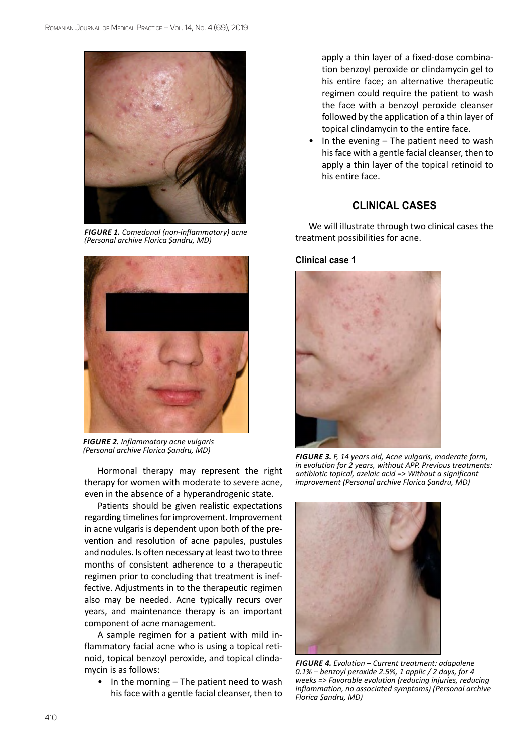*FIGURE 1. Comedonal (non-inflammatory) acne (Personal archive Florica Șandru, MD)*

*FIGURE 2. Inflammatory acne vulgaris (Personal archive Florica Șandru, MD)*

Hormonal therapy may represent the right therapy for women with moderate to severe acne, even in the absence of a hyperandrogenic state.

Patients should be given realistic expectations regarding timelines for improvement. Improvement in acne vulgaris is dependent upon both of the prevention and resolution of acne papules, pustules and nodules. Is often necessary at least two to three months of consistent adherence to a therapeutic regimen prior to concluding that treatment is ineffective. Adjustments in to the therapeutic regimen also may be needed. Acne typically recurs over years, and maintenance therapy is an important component of acne management.

A sample regimen for a patient with mild inflammatory facial acne who is using a topical retinoid, topical benzoyl peroxide, and topical clindamycin is as follows:

- In the morning – The patient need to wash his face with a gentle facial cleanser, then to apply a thin layer of a fixed-dose combination benzoyl peroxide or clindamycin gel to his entire face; an alternative therapeutic regimen could require the patient to wash the face with a benzoyl peroxide cleanser followed by the application of a thin layer of topical clindamycin to the entire face.
- In the evening – The patient need to wash his face with a gentle facial cleanser, then to apply a thin layer of the topical retinoid to his entire face.

## CLINICAL CASES

We will illustrate through two clinical cases the treatment possibilities for acne.

### Clinical case 1

*FIGURE 3. F, 14 years old, Acne vulgaris, moderate form, in evolution for 2 years, without APP. Previous treatments: antibiotic topical, azelaic acid => Without a significant improvement (Personal archive Florica Șandru, MD)*

*FIGURE 4. Evolution – Current treatment: adapalene 0.1% – benzoyl peroxide 2.5%, 1 applic / 2 days, for 4 weeks => Favorable evolution (reducing injuries, reducing inflammation, no associated symptoms) (Personal archive Florica Șandru, MD)*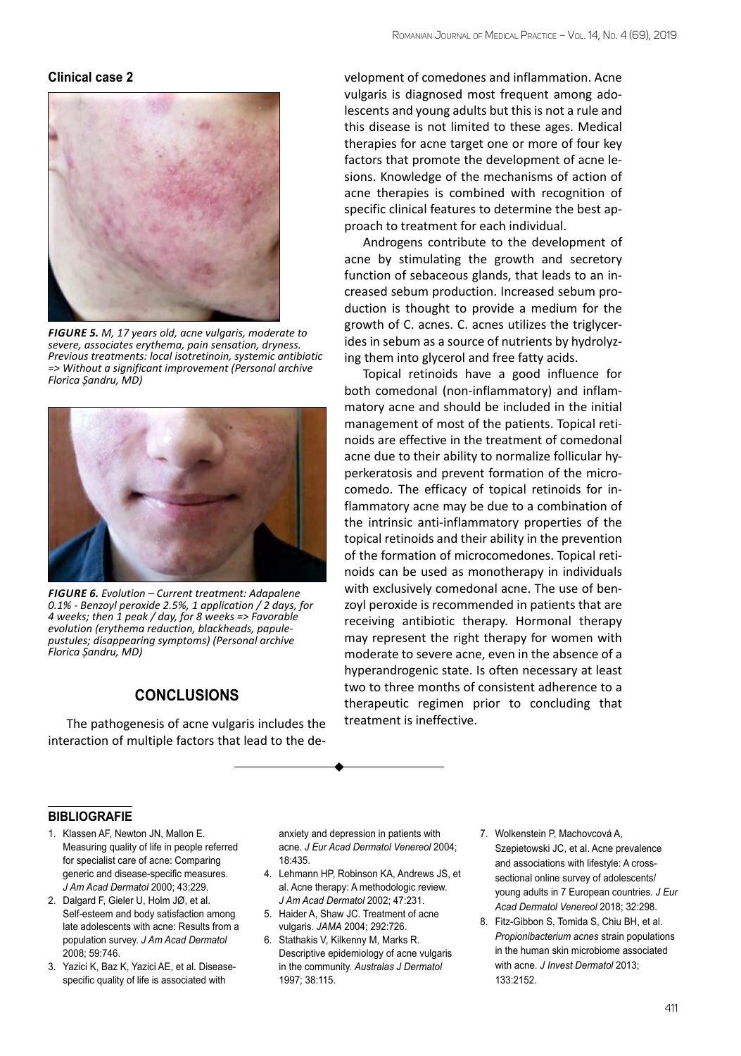**Clinical case 2**

***FIGURE 5.*** *M, 17 years old, acne vulgaris, moderate to severe, associates erythema, pain sensation, dryness. Previous treatments: local isotretinoin, systemic antibiotic => Without a significant improvement (Personal archive Florica Șandru, MD)*

***FIGURE 6.*** *Evolution – Current treatment: Adapalene 0.1% - Benzoyl peroxide 2.5%, 1 application / 2 days, for 4 weeks; then 1 peak / day, for 8 weeks => Favorable evolution (erythema reduction, blackheads, papule-pustules; disappearing symptoms) (Personal archive Florica Șandru, MD)*

## CONCLUSIONS

The pathogenesis of acne vulgaris includes the interaction of multiple factors that lead to the development of comedones and inflammation. Acne vulgaris is diagnosed most frequent among adolescents and young adults but this is not a rule and this disease is not limited to these ages. Medical therapies for acne target one or more of four key factors that promote the development of acne lesions. Knowledge of the mechanisms of action of acne therapies is combined with recognition of specific clinical features to determine the best approach to treatment for each individual.

Androgens contribute to the development of acne by stimulating the growth and secretory function of sebaceous glands, that leads to an increased sebum production. Increased sebum production is thought to provide a medium for the growth of C. acnes. C. acnes utilizes the triglycerides in sebum as a source of nutrients by hydrolyzing them into glycerol and free fatty acids.

Topical retinoids have a good influence for both comedonal (non-inflammatory) and inflammatory acne and should be included in the initial management of most of the patients. Topical retinoids are effective in the treatment of comedonal acne due to their ability to normalize follicular hyperkeratosis and prevent formation of the microcomedo. The efficacy of topical retinoids for inflammatory acne may be due to a combination of the intrinsic anti-inflammatory properties of the topical retinoids and their ability in the prevention of the formation of microcomedones. Topical retinoids can be used as monotherapy in individuals with exclusively comedonal acne. The use of benzoyl peroxide is recommended in patients that are receiving antibiotic therapy. Hormonal therapy may represent the right therapy for women with moderate to severe acne, even in the absence of a hyperandrogenic state. Is often necessary at least two to three months of consistent adherence to a therapeutic regimen prior to concluding that treatment is ineffective.

### BIBLIOGRAFIE

1. Klassen AF, Newton JN, Mallon E. Measuring quality of life in people referred for specialist care of acne: Comparing generic and disease-specific measures. *J Am Acad Dermatol* 2000; 43:229.
2. Dalgard F, Gieler U, Holm JØ, et al. Self-esteem and body satisfaction among late adolescents with acne: Results from a population survey. *J Am Acad Dermatol* 2008; 59:746.
3. Yazici K, Baz K, Yazici AE, et al. Disease-specific quality of life is associated with anxiety and depression in patients with acne. *J Eur Acad Dermatol Venereol* 2004; 18:435.
4. Lehmann HP, Robinson KA, Andrews JS, et al. Acne therapy: A methodologic review. *J Am Acad Dermatol* 2002; 47:231.
5. Haider A, Shaw JC. Treatment of acne vulgaris. *JAMA* 2004; 292:726.
6. Stathakis V, Kilkenny M, Marks R. Descriptive epidemiology of acne vulgaris in the community. *Australas J Dermatol* 1997; 38:115.
7. Wolkenstein P, Machovcová A, Szepietowski JC, et al. Acne prevalence and associations with lifestyle: A cross-sectional online survey of adolescents/young adults in 7 European countries. *J Eur Acad Dermatol Venereol* 2018; 32:298.
8. Fitz-Gibbon S, Tomida S, Chiu BH, et al. *Propionibacterium acnes* strain populations in the human skin microbiome associated with acne. *J Invest Dermatol* 2013; 133:2152.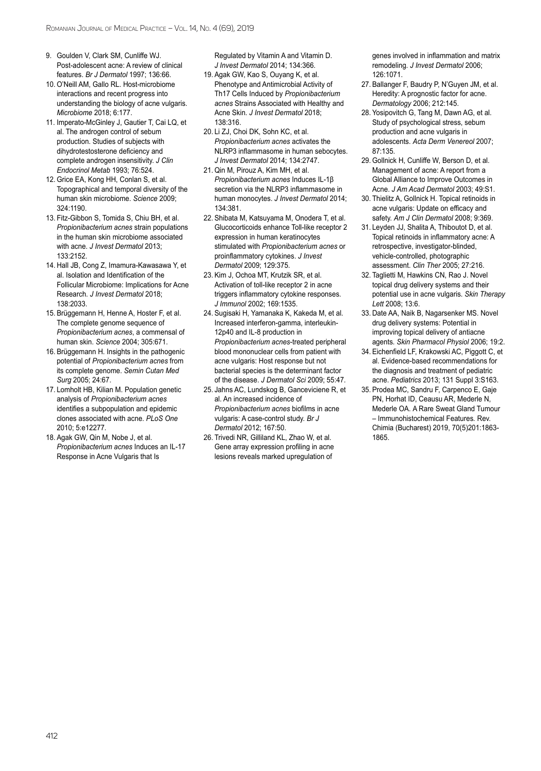9. Goulden V, Clark SM, Cunliffe WJ. Post-adolescent acne: A review of clinical features. *Br J Dermatol* 1997; 136:66.
10. O'Neill AM, Gallo RL. Host-microbiome interactions and recent progress into understanding the biology of acne vulgaris. *Microbiome* 2018; 6:177.
11. Imperato-McGinley J, Gautier T, Cai LQ, et al. The androgen control of sebum production. Studies of subjects with dihydrotestosterone deficiency and complete androgen insensitivity. *J Clin Endocrinol Metab* 1993; 76:524.
12. Grice EA, Kong HH, Conlan S, et al. Topographical and temporal diversity of the human skin microbiome. *Science* 2009; 324:1190.
13. Fitz-Gibbon S, Tomida S, Chiu BH, et al. *Propionibacterium acnes* strain populations in the human skin microbiome associated with acne. *J Invest Dermatol* 2013; 133:2152.
14. Hall JB, Cong Z, Imamura-Kawasawa Y, et al. Isolation and Identification of the Follicular Microbiome: Implications for Acne Research. *J Invest Dermatol* 2018; 138:2033.
15. Brüggemann H, Henne A, Hoster F, et al. The complete genome sequence of *Propionibacterium acnes*, a commensal of human skin. *Science* 2004; 305:671.
16. Brüggemann H. Insights in the pathogenic potential of *Propionibacterium acnes* from its complete genome. *Semin Cutan Med Surg* 2005; 24:67.
17. Lomholt HB, Kilian M. Population genetic analysis of *Propionibacterium acnes* identifies a subpopulation and epidemic clones associated with acne. *PLoS One* 2010; 5:e12277.
18. Agak GW, Qin M, Nobe J, et al. *Propionibacterium acnes* Induces an IL-17 Response in Acne Vulgaris that Is Regulated by Vitamin A and Vitamin D. *J Invest Dermatol* 2014; 134:366.
19. Agak GW, Kao S, Ouyang K, et al. Phenotype and Antimicrobial Activity of Th17 Cells Induced by *Propionibacterium acnes* Strains Associated with Healthy and Acne Skin. *J Invest Dermatol* 2018; 138:316.
20. Li ZJ, Choi DK, Sohn KC, et al. *Propionibacterium acnes* activates the NLRP3 inflammasome in human sebocytes. *J Invest Dermatol* 2014; 134:2747.
21. Qin M, Pirouz A, Kim MH, et al. *Propionibacterium acnes* Induces IL-1β secretion via the NLRP3 inflammasome in human monocytes. *J Invest Dermatol* 2014; 134:381.
22. Shibata M, Katsuyama M, Onodera T, et al. Glucocorticoids enhance Toll-like receptor 2 expression in human keratinocytes stimulated with *Propionibacterium acnes* or proinflammatory cytokines. *J Invest Dermatol* 2009; 129:375.
23. Kim J, Ochoa MT, Krutzik SR, et al. Activation of toll-like receptor 2 in acne triggers inflammatory cytokine responses. *J Immunol* 2002; 169:1535.
24. Sugisaki H, Yamanaka K, Kakeda M, et al. Increased interferon-gamma, interleukin-12p40 and IL-8 production in *Propionibacterium acnes*-treated peripheral blood mononuclear cells from patient with acne vulgaris: Host response but not bacterial species is the determinant factor of the disease. *J Dermatol Sci* 2009; 55:47.
25. Jahns AC, Lundskog B, Ganceviciene R, et al. An increased incidence of *Propionibacterium acnes* biofilms in acne vulgaris: A case-control study. *Br J Dermatol* 2012; 167:50.
26. Trivedi NR, Gilliland KL, Zhao W, et al. Gene array expression profiling in acne lesions reveals marked upregulation of genes involved in inflammation and matrix remodeling. *J Invest Dermatol* 2006; 126:1071.
27. Ballanger F, Baudry P, N'Guyen JM, et al. Heredity: A prognostic factor for acne. *Dermatology* 2006; 212:145.
28. Yosipovitch G, Tang M, Dawn AG, et al. Study of psychological stress, sebum production and acne vulgaris in adolescents. *Acta Derm Venereol* 2007; 87:135.
29. Gollnick H, Cunliffe W, Berson D, et al. Management of acne: A report from a Global Alliance to Improve Outcomes in Acne. *J Am Acad Dermatol* 2003; 49:S1.
30. Thielitz A, Gollnick H. Topical retinoids in acne vulgaris: Update on efficacy and safety. *Am J Clin Dermatol* 2008; 9:369.
31. Leyden JJ, Shalita A, Thiboutot D, et al. Topical retinoids in inflammatory acne: A retrospective, investigator-blinded, vehicle-controlled, photographic assessment. *Clin Ther* 2005; 27:216.
32. Taglietti M, Hawkins CN, Rao J. Novel topical drug delivery systems and their potential use in acne vulgaris. *Skin Therapy Lett* 2008; 13:6.
33. Date AA, Naik B, Nagarsenker MS. Novel drug delivery systems: Potential in improving topical delivery of antiacne agents. *Skin Pharmacol Physiol* 2006; 19:2.
34. Eichenfield LF, Krakowski AC, Piggott C, et al. Evidence-based recommendations for the diagnosis and treatment of pediatric acne. *Pediatrics* 2013; 131 Suppl 3:S163.
35. Prodea MC, Sandru F, Carpenco E, Gaje PN, Horhat ID, Ceausu AR, Mederle N, Mederle OA. A Rare Sweat Gland Tumour – Immunohistochemical Features. Rev. Chimia (Bucharest) 2019, 70(5)201:1863-1865.